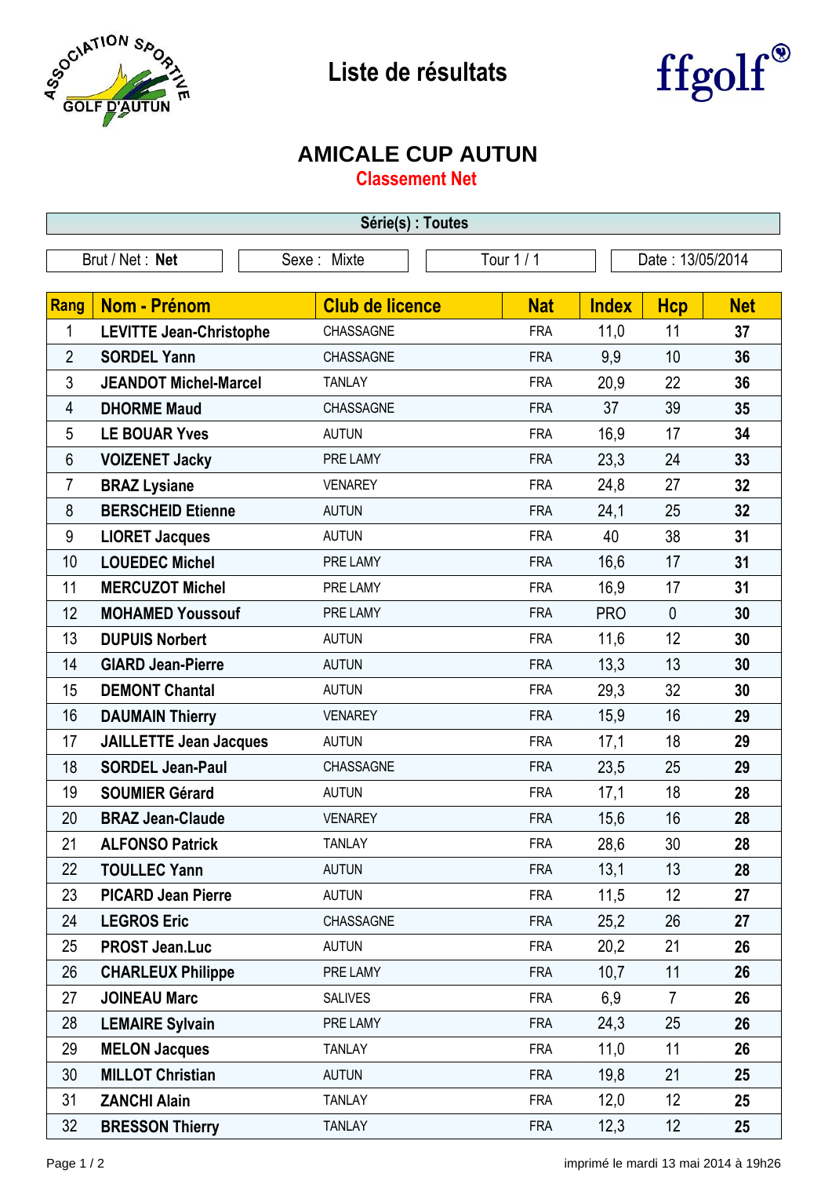# Liste de résultats

## AMICALE CUP AUTUN

### Classement Net

**Série(s) : Toutes**

| Brut / Net : **Net** | Sexe : Mixte | Tour 1 / 1 | Date : 13/05/2014 |
|---|---|---|---|

| Rang | Nom - Prénom | Club de licence | Nat | Index | Hcp | Net |
|---|---|---|---|---|---|---|
| 1 | **LEVITTE Jean-Christophe** | CHASSAGNE | FRA | 11,0 | 11 | **37** |
| 2 | **SORDEL Yann** | CHASSAGNE | FRA | 9,9 | 10 | **36** |
| 3 | **JEANDOT Michel-Marcel** | TANLAY | FRA | 20,9 | 22 | **36** |
| 4 | **DHORME Maud** | CHASSAGNE | FRA | 37 | 39 | **35** |
| 5 | **LE BOUAR Yves** | AUTUN | FRA | 16,9 | 17 | **34** |
| 6 | **VOIZENET Jacky** | PRE LAMY | FRA | 23,3 | 24 | **33** |
| 7 | **BRAZ Lysiane** | VENAREY | FRA | 24,8 | 27 | **32** |
| 8 | **BERSCHEID Etienne** | AUTUN | FRA | 24,1 | 25 | **32** |
| 9 | **LIORET Jacques** | AUTUN | FRA | 40 | 38 | **31** |
| 10 | **LOUEDEC Michel** | PRE LAMY | FRA | 16,6 | 17 | **31** |
| 11 | **MERCUZOT Michel** | PRE LAMY | FRA | 16,9 | 17 | **31** |
| 12 | **MOHAMED Youssouf** | PRE LAMY | FRA | PRO | 0 | **30** |
| 13 | **DUPUIS Norbert** | AUTUN | FRA | 11,6 | 12 | **30** |
| 14 | **GIARD Jean-Pierre** | AUTUN | FRA | 13,3 | 13 | **30** |
| 15 | **DEMONT Chantal** | AUTUN | FRA | 29,3 | 32 | **30** |
| 16 | **DAUMAIN Thierry** | VENAREY | FRA | 15,9 | 16 | **29** |
| 17 | **JAILLETTE Jean Jacques** | AUTUN | FRA | 17,1 | 18 | **29** |
| 18 | **SORDEL Jean-Paul** | CHASSAGNE | FRA | 23,5 | 25 | **29** |
| 19 | **SOUMIER Gérard** | AUTUN | FRA | 17,1 | 18 | **28** |
| 20 | **BRAZ Jean-Claude** | VENAREY | FRA | 15,6 | 16 | **28** |
| 21 | **ALFONSO Patrick** | TANLAY | FRA | 28,6 | 30 | **28** |
| 22 | **TOULLEC Yann** | AUTUN | FRA | 13,1 | 13 | **28** |
| 23 | **PICARD Jean Pierre** | AUTUN | FRA | 11,5 | 12 | **27** |
| 24 | **LEGROS Eric** | CHASSAGNE | FRA | 25,2 | 26 | **27** |
| 25 | **PROST Jean.Luc** | AUTUN | FRA | 20,2 | 21 | **26** |
| 26 | **CHARLEUX Philippe** | PRE LAMY | FRA | 10,7 | 11 | **26** |
| 27 | **JOINEAU Marc** | SALIVES | FRA | 6,9 | 7 | **26** |
| 28 | **LEMAIRE Sylvain** | PRE LAMY | FRA | 24,3 | 25 | **26** |
| 29 | **MELON Jacques** | TANLAY | FRA | 11,0 | 11 | **26** |
| 30 | **MILLOT Christian** | AUTUN | FRA | 19,8 | 21 | **25** |
| 31 | **ZANCHI Alain** | TANLAY | FRA | 12,0 | 12 | **25** |
| 32 | **BRESSON Thierry** | TANLAY | FRA | 12,3 | 12 | **25** |

imprimé le mardi 13 mai 2014 à 19h26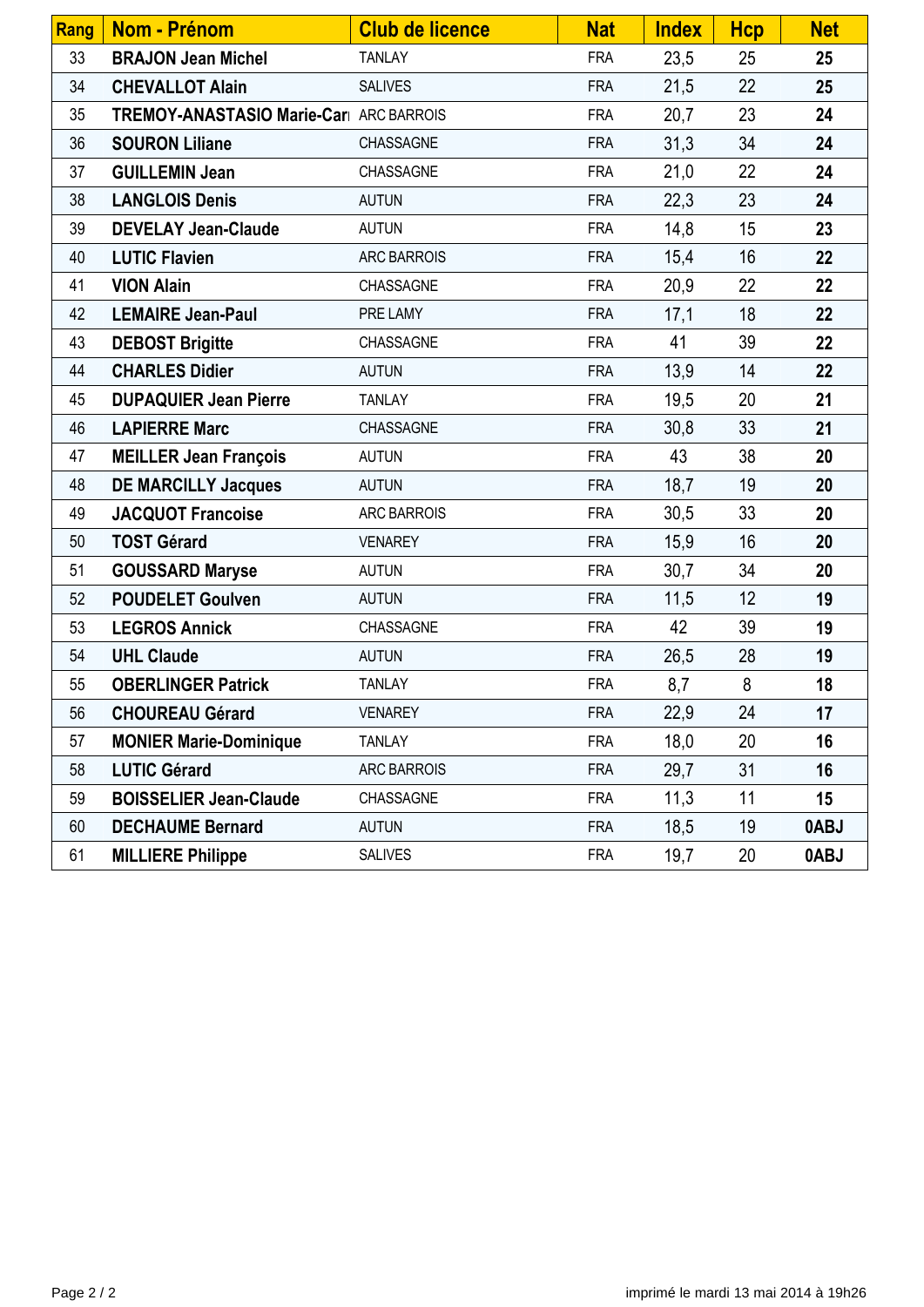| Rang | Nom - Prénom | Club de licence | Nat | Index | Hcp | Net |
|---|---|---|---|---|---|---|
| 33 | **BRAJON Jean Michel** | TANLAY | FRA | 23,5 | 25 | **25** |
| 34 | **CHEVALLOT Alain** | SALIVES | FRA | 21,5 | 22 | **25** |
| 35 | **TREMOY-ANASTASIO Marie-Car** | ARC BARROIS | FRA | 20,7 | 23 | **24** |
| 36 | **SOURON Liliane** | CHASSAGNE | FRA | 31,3 | 34 | **24** |
| 37 | **GUILLEMIN Jean** | CHASSAGNE | FRA | 21,0 | 22 | **24** |
| 38 | **LANGLOIS Denis** | AUTUN | FRA | 22,3 | 23 | **24** |
| 39 | **DEVELAY Jean-Claude** | AUTUN | FRA | 14,8 | 15 | **23** |
| 40 | **LUTIC Flavien** | ARC BARROIS | FRA | 15,4 | 16 | **22** |
| 41 | **VION Alain** | CHASSAGNE | FRA | 20,9 | 22 | **22** |
| 42 | **LEMAIRE Jean-Paul** | PRE LAMY | FRA | 17,1 | 18 | **22** |
| 43 | **DEBOST Brigitte** | CHASSAGNE | FRA | 41 | 39 | **22** |
| 44 | **CHARLES Didier** | AUTUN | FRA | 13,9 | 14 | **22** |
| 45 | **DUPAQUIER Jean Pierre** | TANLAY | FRA | 19,5 | 20 | **21** |
| 46 | **LAPIERRE Marc** | CHASSAGNE | FRA | 30,8 | 33 | **21** |
| 47 | **MEILLER Jean François** | AUTUN | FRA | 43 | 38 | **20** |
| 48 | **DE MARCILLY Jacques** | AUTUN | FRA | 18,7 | 19 | **20** |
| 49 | **JACQUOT Francoise** | ARC BARROIS | FRA | 30,5 | 33 | **20** |
| 50 | **TOST Gérard** | VENAREY | FRA | 15,9 | 16 | **20** |
| 51 | **GOUSSARD Maryse** | AUTUN | FRA | 30,7 | 34 | **20** |
| 52 | **POUDELET Goulven** | AUTUN | FRA | 11,5 | 12 | **19** |
| 53 | **LEGROS Annick** | CHASSAGNE | FRA | 42 | 39 | **19** |
| 54 | **UHL Claude** | AUTUN | FRA | 26,5 | 28 | **19** |
| 55 | **OBERLINGER Patrick** | TANLAY | FRA | 8,7 | 8 | **18** |
| 56 | **CHOUREAU Gérard** | VENAREY | FRA | 22,9 | 24 | **17** |
| 57 | **MONIER Marie-Dominique** | TANLAY | FRA | 18,0 | 20 | **16** |
| 58 | **LUTIC Gérard** | ARC BARROIS | FRA | 29,7 | 31 | **16** |
| 59 | **BOISSELIER Jean-Claude** | CHASSAGNE | FRA | 11,3 | 11 | **15** |
| 60 | **DECHAUME Bernard** | AUTUN | FRA | 18,5 | 19 | **0ABJ** |
| 61 | **MILLIERE Philippe** | SALIVES | FRA | 19,7 | 20 | **0ABJ** |

imprimé le mardi 13 mai 2014 à 19h26